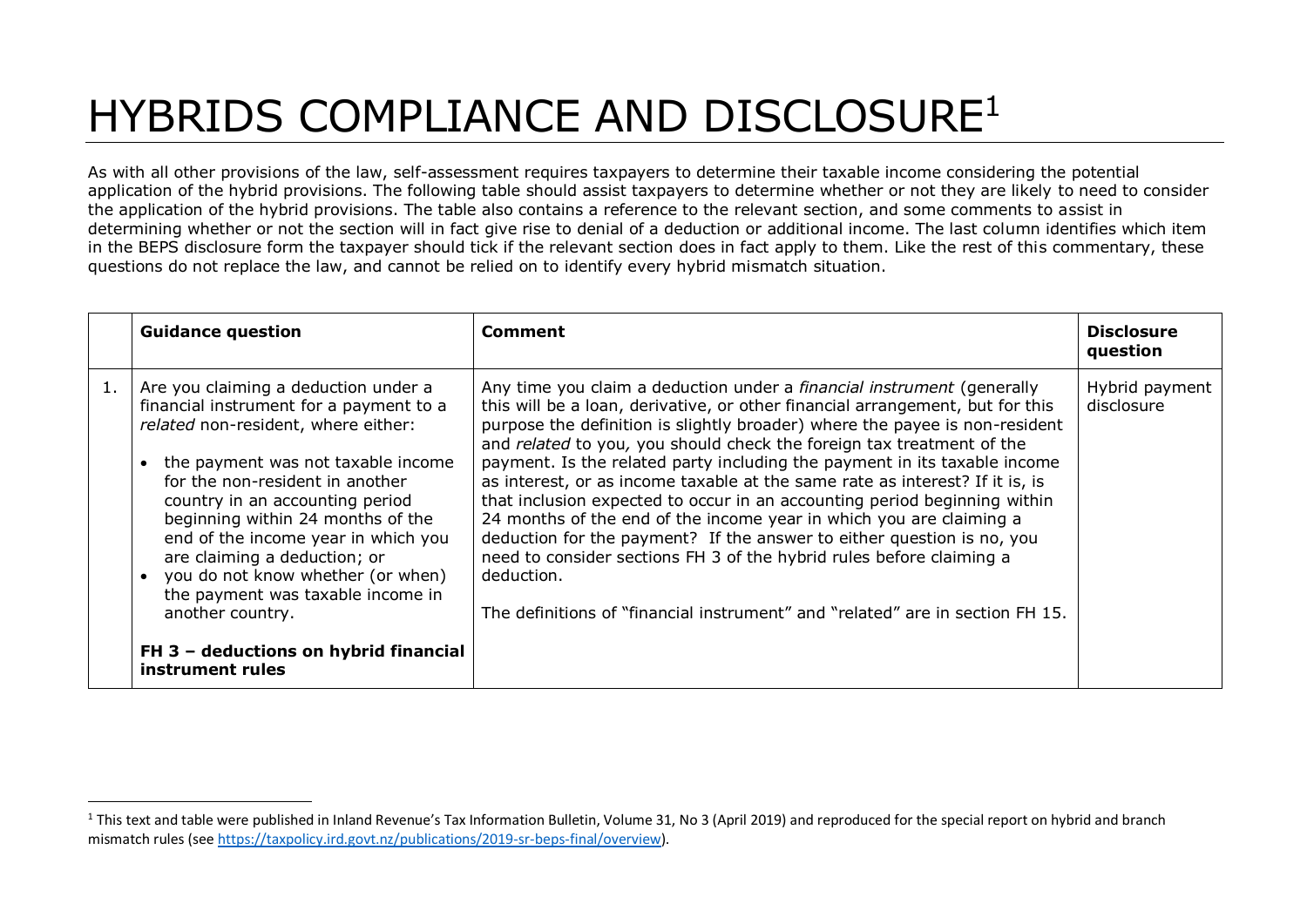# HYBRIDS COMPLIANCE AND DISCLOSURE[1]

As with all other provisions of the law, self-assessment requires taxpayers to determine their taxable income considering the potential application of the hybrid provisions. The following table should assist taxpayers to determine whether or not they are likely to need to consider the application of the hybrid provisions. The table also contains a reference to the relevant section, and some comments to assist in determining whether or not the section will in fact give rise to denial of a deduction or additional income. The last column identifies which item in the BEPS disclosure form the taxpayer should tick if the relevant section does in fact apply to them. Like the rest of this commentary, these questions do not replace the law, and cannot be relied on to identify every hybrid mismatch situation.

| | **Guidance question** | **Comment** | **Disclosure question** |
|---|---|---|---|
| 1. | Are you claiming a deduction under a financial instrument for a payment to a *related* non-resident, where either:<br>• the payment was not taxable income for the non-resident in another country in an accounting period beginning within 24 months of the end of the income year in which you are claiming a deduction; or<br>• you do not know whether (or when) the payment was taxable income in another country.<br><br>**FH 3 – deductions on hybrid financial instrument rules** | Any time you claim a deduction under a *financial instrument* (generally this will be a loan, derivative, or other financial arrangement, but for this purpose the definition is slightly broader) where the payee is non-resident and *related* to you, you should check the foreign tax treatment of the payment. Is the related party including the payment in its taxable income as interest, or as income taxable at the same rate as interest? If it is, is that inclusion expected to occur in an accounting period beginning within 24 months of the end of the income year in which you are claiming a deduction for the payment? If the answer to either question is no, you need to consider sections FH 3 of the hybrid rules before claiming a deduction.<br><br>The definitions of "financial instrument" and "related" are in section FH 15. | Hybrid payment disclosure |

[1] This text and table were published in Inland Revenue's Tax Information Bulletin, Volume 31, No 3 (April 2019) and reproduced for the special report on hybrid and branch mismatch rules (see https://taxpolicy.ird.govt.nz/publications/2019-sr-beps-final/overview).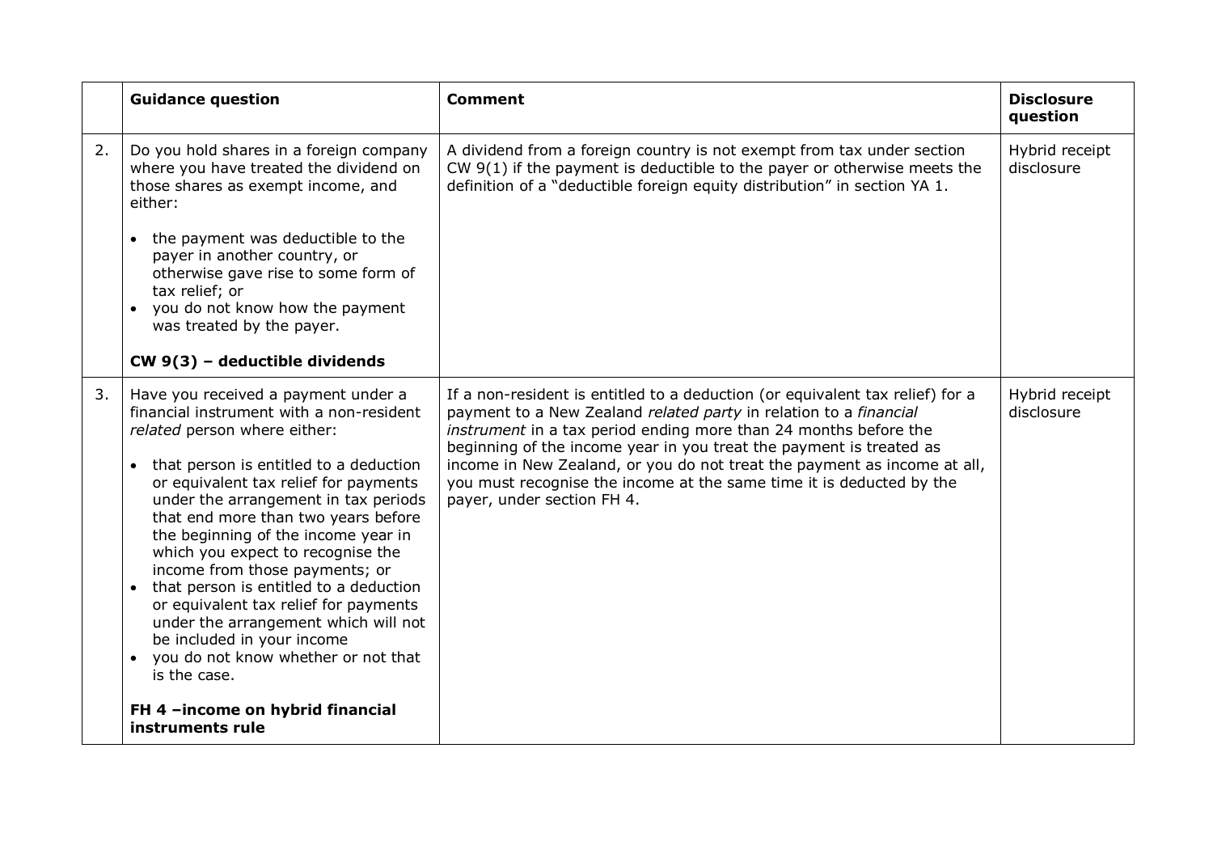| | Guidance question | Comment | Disclosure question |
|---|---|---|---|
| 2. | Do you hold shares in a foreign company where you have treated the dividend on those shares as exempt income, and either:<br><br>• the payment was deductible to the payer in another country, or otherwise gave rise to some form of tax relief; or<br>• you do not know how the payment was treated by the payer.<br><br>**CW 9(3) – deductible dividends** | A dividend from a foreign country is not exempt from tax under section CW 9(1) if the payment is deductible to the payer or otherwise meets the definition of a "deductible foreign equity distribution" in section YA 1. | Hybrid receipt disclosure |
| 3. | Have you received a payment under a financial instrument with a non-resident *related* person where either:<br><br>• that person is entitled to a deduction or equivalent tax relief for payments under the arrangement in tax periods that end more than two years before the beginning of the income year in which you expect to recognise the income from those payments; or<br>• that person is entitled to a deduction or equivalent tax relief for payments under the arrangement which will not be included in your income<br>• you do not know whether or not that is the case.<br><br>**FH 4 –income on hybrid financial instruments rule** | If a non-resident is entitled to a deduction (or equivalent tax relief) for a payment to a New Zealand *related party* in relation to a *financial instrument* in a tax period ending more than 24 months before the beginning of the income year in you treat the payment is treated as income in New Zealand, or you do not treat the payment as income at all, you must recognise the income at the same time it is deducted by the payer, under section FH 4. | Hybrid receipt disclosure |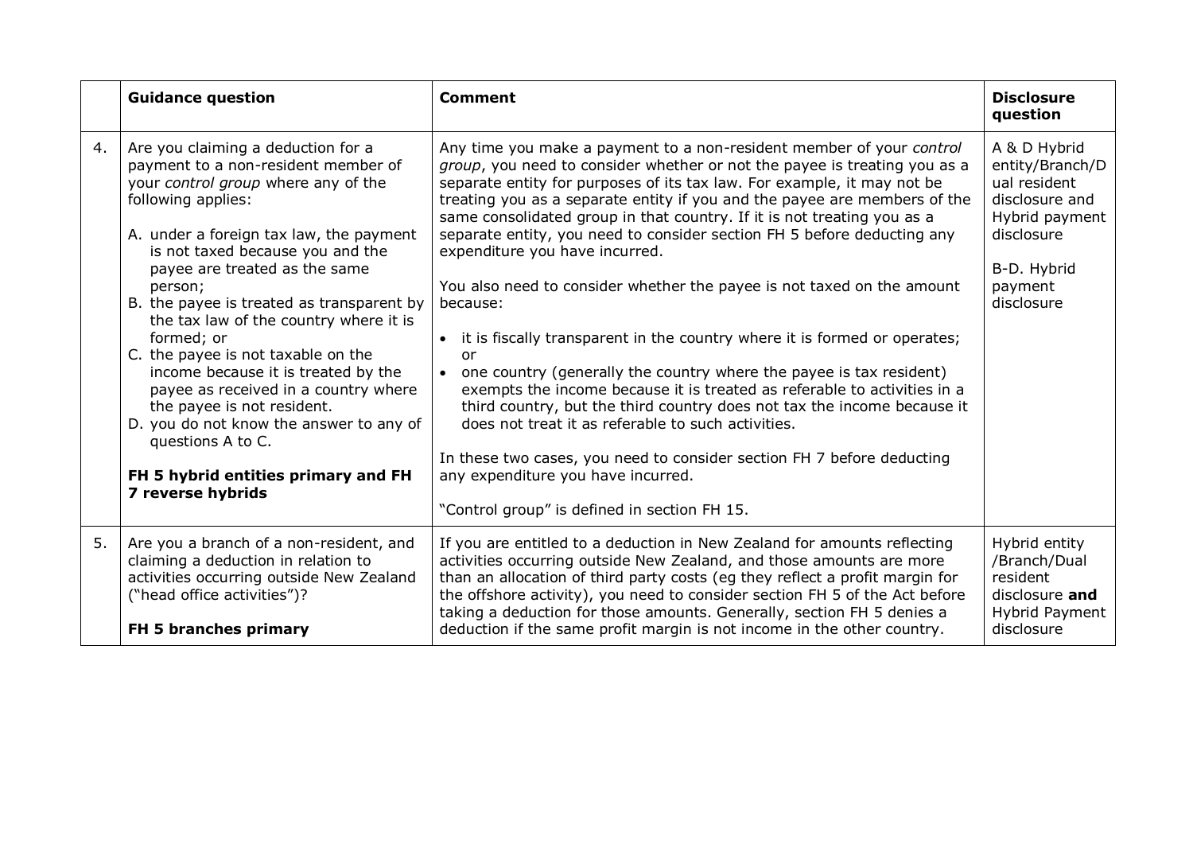| | Guidance question | Comment | Disclosure question |
|---|---|---|---|
| 4. | Are you claiming a deduction for a payment to a non-resident member of your *control group* where any of the following applies:<br><br>A. under a foreign tax law, the payment is not taxed because you and the payee are treated as the same person;<br>B. the payee is treated as transparent by the tax law of the country where it is formed; or<br>C. the payee is not taxable on the income because it is treated by the payee as received in a country where the payee is not resident.<br>D. you do not know the answer to any of questions A to C.<br><br>**FH 5 hybrid entities primary and FH 7 reverse hybrids** | Any time you make a payment to a non-resident member of your *control group*, you need to consider whether or not the payee is treating you as a separate entity for purposes of its tax law. For example, it may not be treating you as a separate entity if you and the payee are members of the same consolidated group in that country. If it is not treating you as a separate entity, you need to consider section FH 5 before deducting any expenditure you have incurred.<br><br>You also need to consider whether the payee is not taxed on the amount because:<br><br>• it is fiscally transparent in the country where it is formed or operates; or<br>• one country (generally the country where the payee is tax resident) exempts the income because it is treated as referable to activities in a third country, but the third country does not tax the income because it does not treat it as referable to such activities.<br><br>In these two cases, you need to consider section FH 7 before deducting any expenditure you have incurred.<br><br>"Control group" is defined in section FH 15. | A & D Hybrid entity/Branch/Dual resident disclosure and Hybrid payment disclosure<br><br>B-D. Hybrid payment disclosure |
| 5. | Are you a branch of a non-resident, and claiming a deduction in relation to activities occurring outside New Zealand ("head office activities")?<br><br>**FH 5 branches primary** | If you are entitled to a deduction in New Zealand for amounts reflecting activities occurring outside New Zealand, and those amounts are more than an allocation of third party costs (eg they reflect a profit margin for the offshore activity), you need to consider section FH 5 of the Act before taking a deduction for those amounts. Generally, section FH 5 denies a deduction if the same profit margin is not income in the other country. | Hybrid entity /Branch/Dual resident disclosure **and** Hybrid Payment disclosure |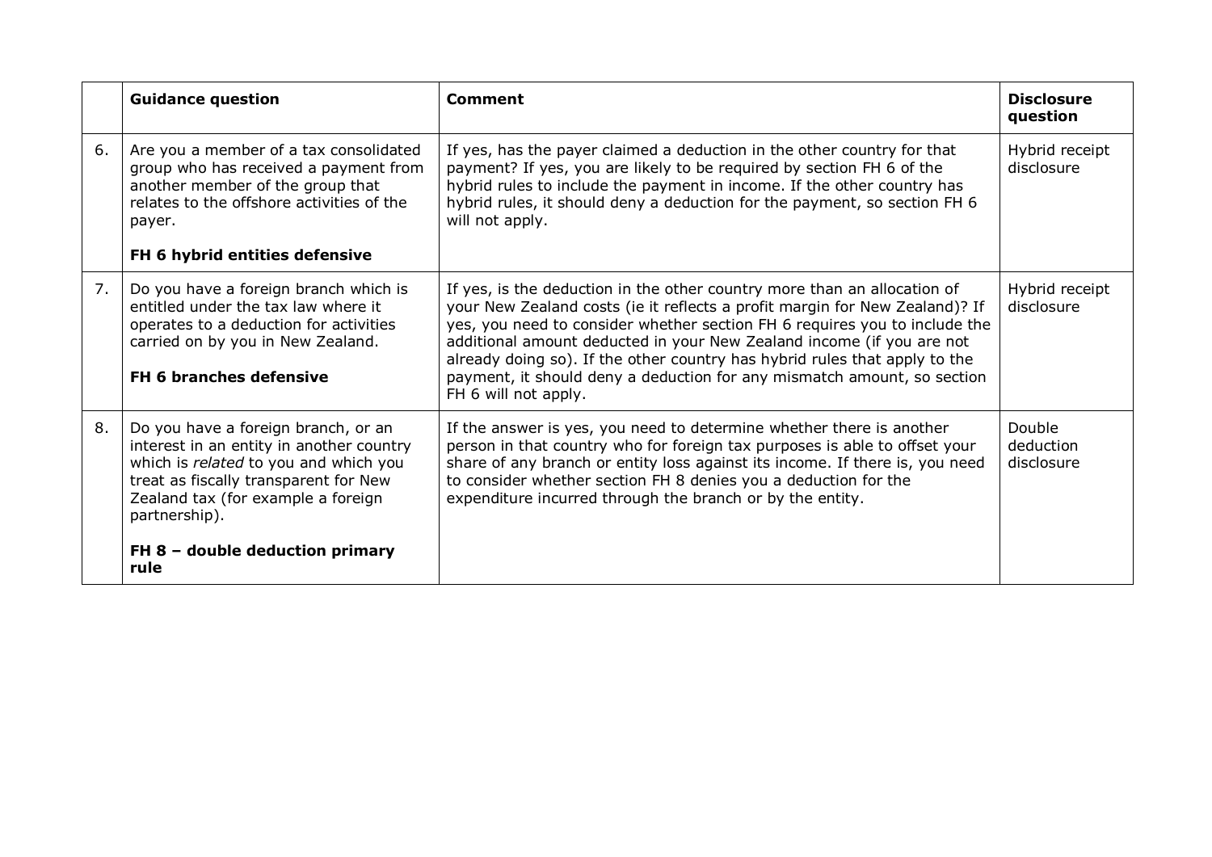| | Guidance question | Comment | Disclosure question |
|---|---|---|---|
| 6. | Are you a member of a tax consolidated group who has received a payment from another member of the group that relates to the offshore activities of the payer.<br><br>**FH 6 hybrid entities defensive** | If yes, has the payer claimed a deduction in the other country for that payment? If yes, you are likely to be required by section FH 6 of the hybrid rules to include the payment in income. If the other country has hybrid rules, it should deny a deduction for the payment, so section FH 6 will not apply. | Hybrid receipt disclosure |
| 7. | Do you have a foreign branch which is entitled under the tax law where it operates to a deduction for activities carried on by you in New Zealand.<br><br>**FH 6 branches defensive** | If yes, is the deduction in the other country more than an allocation of your New Zealand costs (ie it reflects a profit margin for New Zealand)? If yes, you need to consider whether section FH 6 requires you to include the additional amount deducted in your New Zealand income (if you are not already doing so). If the other country has hybrid rules that apply to the payment, it should deny a deduction for any mismatch amount, so section FH 6 will not apply. | Hybrid receipt disclosure |
| 8. | Do you have a foreign branch, or an interest in an entity in another country which is *related* to you and which you treat as fiscally transparent for New Zealand tax (for example a foreign partnership).<br><br>**FH 8 – double deduction primary rule** | If the answer is yes, you need to determine whether there is another person in that country who for foreign tax purposes is able to offset your share of any branch or entity loss against its income. If there is, you need to consider whether section FH 8 denies you a deduction for the expenditure incurred through the branch or by the entity. | Double deduction disclosure |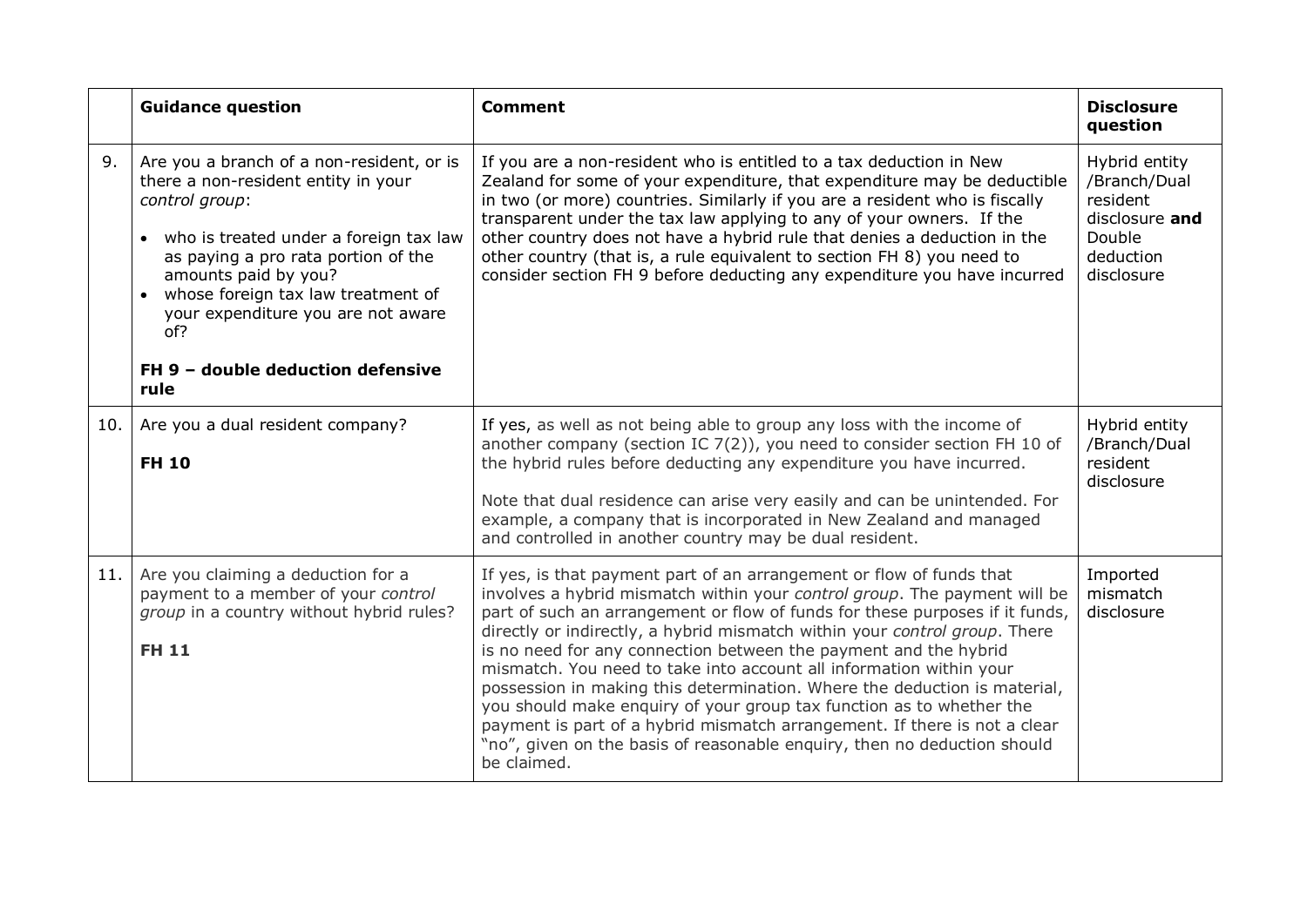| | Guidance question | Comment | Disclosure question |
|---|---|---|---|
| 9. | Are you a branch of a non-resident, or is there a non-resident entity in your *control group*: <br>• who is treated under a foreign tax law as paying a pro rata portion of the amounts paid by you? <br>• whose foreign tax law treatment of your expenditure you are not aware of? <br><br>**FH 9 – double deduction defensive rule** | If you are a non-resident who is entitled to a tax deduction in New Zealand for some of your expenditure, that expenditure may be deductible in two (or more) countries. Similarly if you are a resident who is fiscally transparent under the tax law applying to any of your owners. If the other country does not have a hybrid rule that denies a deduction in the other country (that is, a rule equivalent to section FH 8) you need to consider section FH 9 before deducting any expenditure you have incurred | Hybrid entity /Branch/Dual resident disclosure **and** Double deduction disclosure |
| 10. | Are you a dual resident company? <br><br>**FH 10** | If yes, as well as not being able to group any loss with the income of another company (section IC 7(2)), you need to consider section FH 10 of the hybrid rules before deducting any expenditure you have incurred. <br><br>Note that dual residence can arise very easily and can be unintended. For example, a company that is incorporated in New Zealand and managed and controlled in another country may be dual resident. | Hybrid entity /Branch/Dual resident disclosure |
| 11. | Are you claiming a deduction for a payment to a member of your *control group* in a country without hybrid rules? <br><br>**FH 11** | If yes, is that payment part of an arrangement or flow of funds that involves a hybrid mismatch within your *control group*. The payment will be part of such an arrangement or flow of funds for these purposes if it funds, directly or indirectly, a hybrid mismatch within your *control group*. There is no need for any connection between the payment and the hybrid mismatch. You need to take into account all information within your possession in making this determination. Where the deduction is material, you should make enquiry of your group tax function as to whether the payment is part of a hybrid mismatch arrangement. If there is not a clear "no", given on the basis of reasonable enquiry, then no deduction should be claimed. | Imported mismatch disclosure |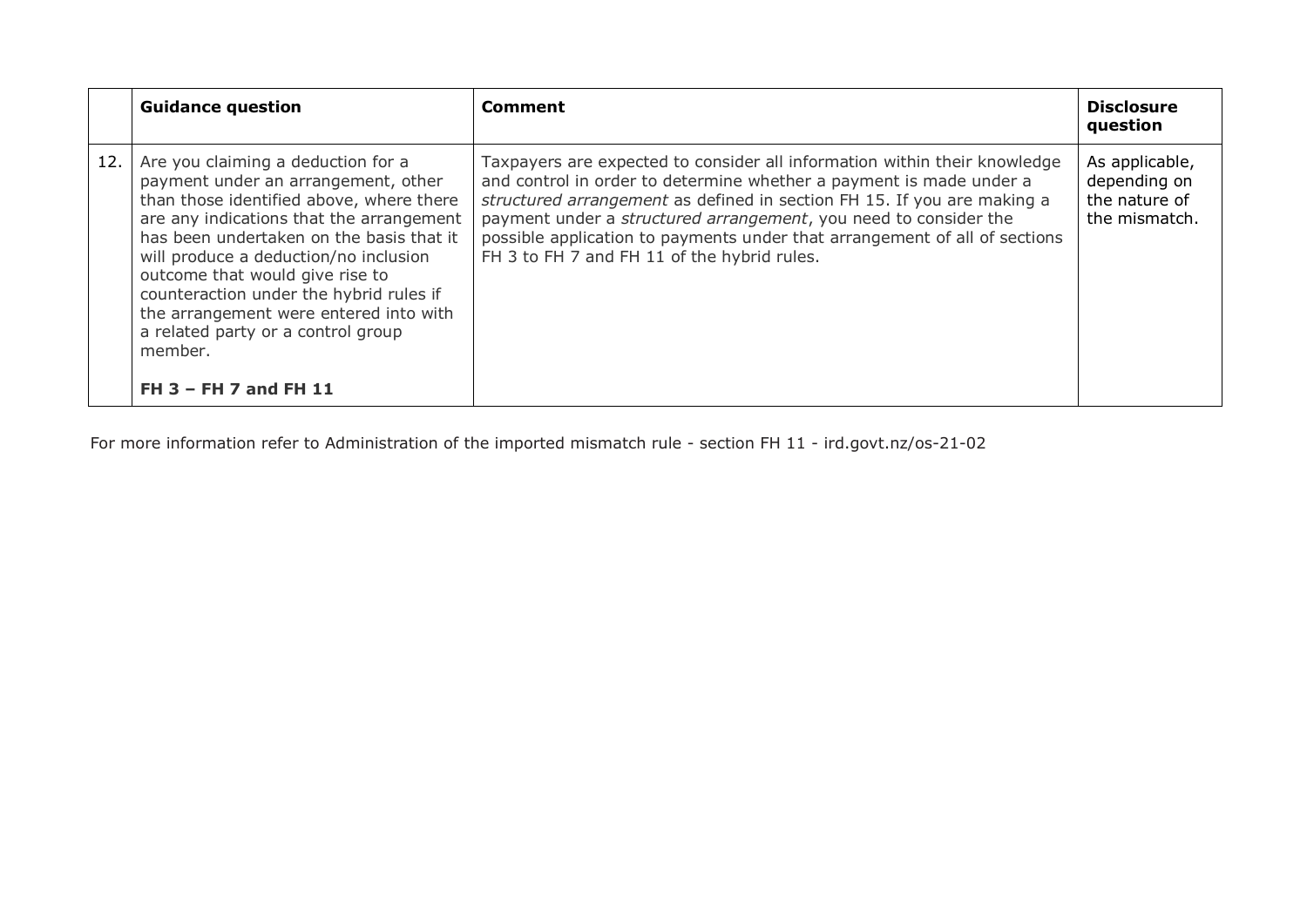| | Guidance question | Comment | Disclosure question |
|---|---|---|---|
| 12. | Are you claiming a deduction for a payment under an arrangement, other than those identified above, where there are any indications that the arrangement has been undertaken on the basis that it will produce a deduction/no inclusion outcome that would give rise to counteraction under the hybrid rules if the arrangement were entered into with a related party or a control group member.<br><br>**FH 3 – FH 7 and FH 11** | Taxpayers are expected to consider all information within their knowledge and control in order to determine whether a payment is made under a *structured arrangement* as defined in section FH 15. If you are making a payment under a *structured arrangement*, you need to consider the possible application to payments under that arrangement of all of sections FH 3 to FH 7 and FH 11 of the hybrid rules. | As applicable, depending on the nature of the mismatch. |

For more information refer to Administration of the imported mismatch rule - section FH 11 - ird.govt.nz/os-21-02